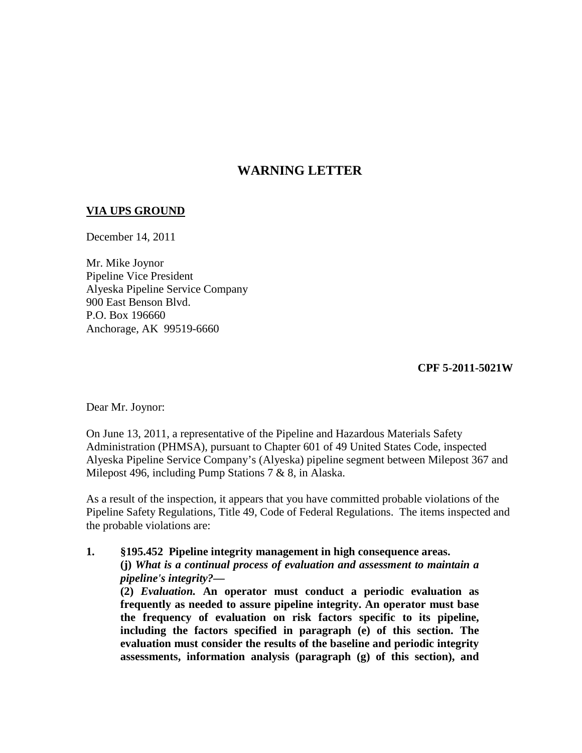# WARNING LETTER

**VIA UPS GROUND**

December 14, 2011

Mr. Mike Joynor
Pipeline Vice President
Alyeska Pipeline Service Company
900 East Benson Blvd.
P.O. Box 196660
Anchorage, AK 99519-6660

**CPF 5-2011-5021W**

Dear Mr. Joynor:

On June 13, 2011, a representative of the Pipeline and Hazardous Materials Safety Administration (PHMSA), pursuant to Chapter 601 of 49 United States Code, inspected Alyeska Pipeline Service Company's (Alyeska) pipeline segment between Milepost 367 and Milepost 496, including Pump Stations 7 & 8, in Alaska.

As a result of the inspection, it appears that you have committed probable violations of the Pipeline Safety Regulations, Title 49, Code of Federal Regulations. The items inspected and the probable violations are:

1. **§195.452 Pipeline integrity management in high consequence areas.**
   **(j)** ***What is a continual process of evaluation and assessment to maintain a pipeline's integrity?—***
   **(2)** ***Evaluation.*** **An operator must conduct a periodic evaluation as frequently as needed to assure pipeline integrity. An operator must base the frequency of evaluation on risk factors specific to its pipeline, including the factors specified in paragraph (e) of this section. The evaluation must consider the results of the baseline and periodic integrity assessments, information analysis (paragraph (g) of this section), and**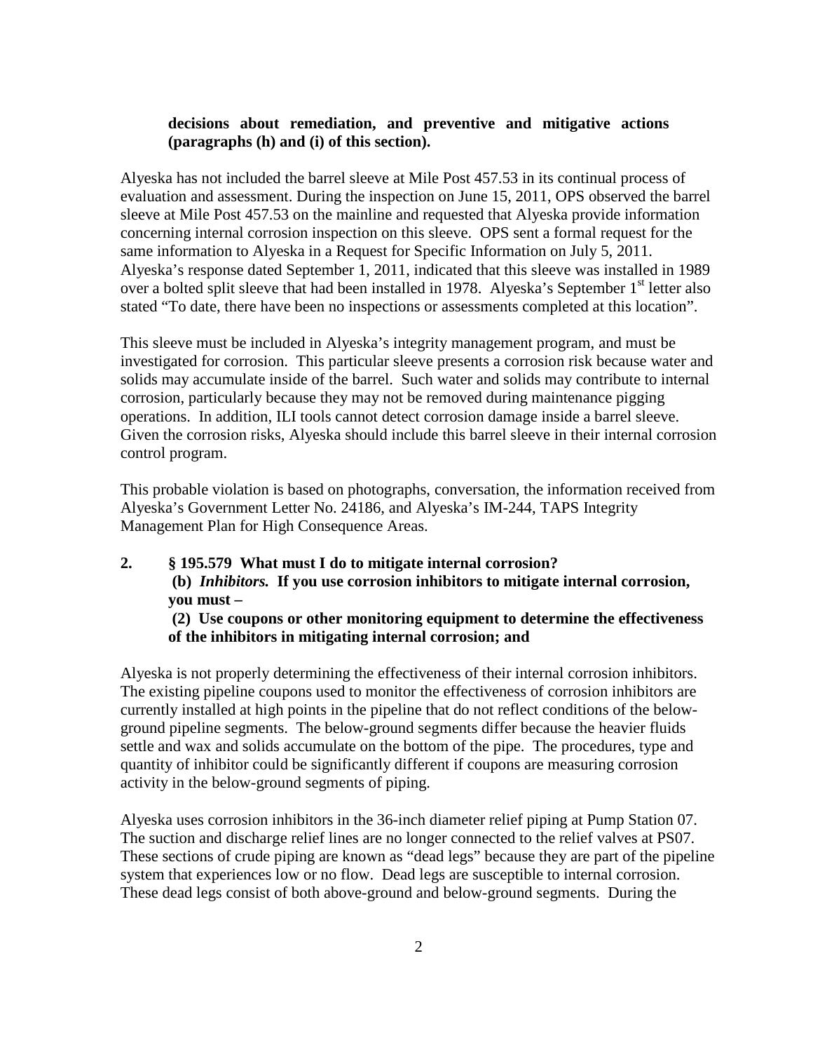**decisions about remediation, and preventive and mitigative actions (paragraphs (h) and (i) of this section).**

Alyeska has not included the barrel sleeve at Mile Post 457.53 in its continual process of evaluation and assessment. During the inspection on June 15, 2011, OPS observed the barrel sleeve at Mile Post 457.53 on the mainline and requested that Alyeska provide information concerning internal corrosion inspection on this sleeve. OPS sent a formal request for the same information to Alyeska in a Request for Specific Information on July 5, 2011. Alyeska's response dated September 1, 2011, indicated that this sleeve was installed in 1989 over a bolted split sleeve that had been installed in 1978. Alyeska's September 1st letter also stated "To date, there have been no inspections or assessments completed at this location".

This sleeve must be included in Alyeska's integrity management program, and must be investigated for corrosion. This particular sleeve presents a corrosion risk because water and solids may accumulate inside of the barrel. Such water and solids may contribute to internal corrosion, particularly because they may not be removed during maintenance pigging operations. In addition, ILI tools cannot detect corrosion damage inside a barrel sleeve. Given the corrosion risks, Alyeska should include this barrel sleeve in their internal corrosion control program.

This probable violation is based on photographs, conversation, the information received from Alyeska's Government Letter No. 24186, and Alyeska's IM-244, TAPS Integrity Management Plan for High Consequence Areas.

**2. § 195.579 What must I do to mitigate internal corrosion?**
**(b) *Inhibitors.* If you use corrosion inhibitors to mitigate internal corrosion, you must –**
**(2) Use coupons or other monitoring equipment to determine the effectiveness of the inhibitors in mitigating internal corrosion; and**

Alyeska is not properly determining the effectiveness of their internal corrosion inhibitors. The existing pipeline coupons used to monitor the effectiveness of corrosion inhibitors are currently installed at high points in the pipeline that do not reflect conditions of the below-ground pipeline segments. The below-ground segments differ because the heavier fluids settle and wax and solids accumulate on the bottom of the pipe. The procedures, type and quantity of inhibitor could be significantly different if coupons are measuring corrosion activity in the below-ground segments of piping.

Alyeska uses corrosion inhibitors in the 36-inch diameter relief piping at Pump Station 07. The suction and discharge relief lines are no longer connected to the relief valves at PS07. These sections of crude piping are known as "dead legs" because they are part of the pipeline system that experiences low or no flow. Dead legs are susceptible to internal corrosion. These dead legs consist of both above-ground and below-ground segments. During the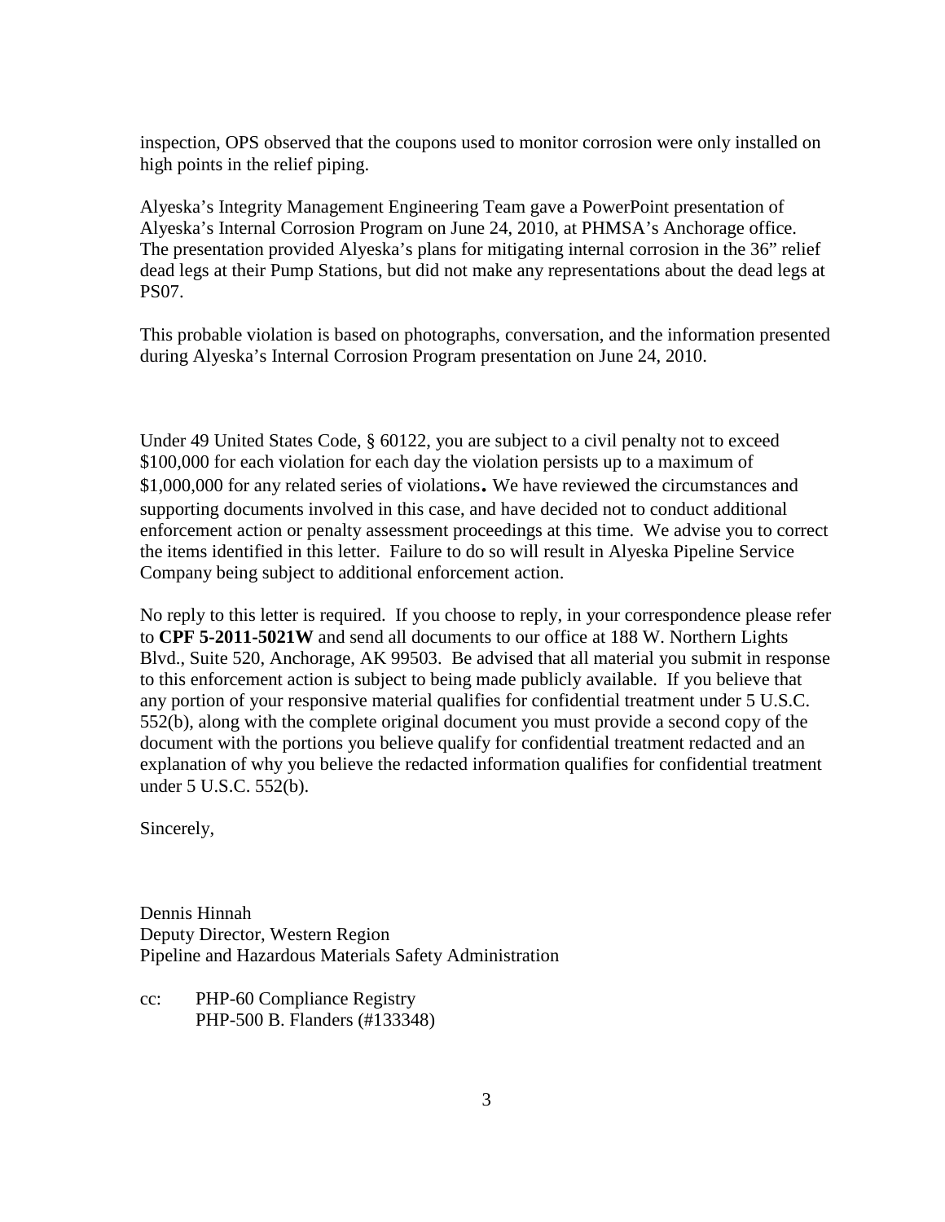inspection, OPS observed that the coupons used to monitor corrosion were only installed on high points in the relief piping.

Alyeska's Integrity Management Engineering Team gave a PowerPoint presentation of Alyeska's Internal Corrosion Program on June 24, 2010, at PHMSA's Anchorage office. The presentation provided Alyeska's plans for mitigating internal corrosion in the 36" relief dead legs at their Pump Stations, but did not make any representations about the dead legs at PS07.

This probable violation is based on photographs, conversation, and the information presented during Alyeska's Internal Corrosion Program presentation on June 24, 2010.

Under 49 United States Code, § 60122, you are subject to a civil penalty not to exceed $100,000 for each violation for each day the violation persists up to a maximum of $1,000,000 for any related series of violations**.** We have reviewed the circumstances and supporting documents involved in this case, and have decided not to conduct additional enforcement action or penalty assessment proceedings at this time. We advise you to correct the items identified in this letter. Failure to do so will result in Alyeska Pipeline Service Company being subject to additional enforcement action.

No reply to this letter is required. If you choose to reply, in your correspondence please refer to **CPF 5-2011-5021W** and send all documents to our office at 188 W. Northern Lights Blvd., Suite 520, Anchorage, AK 99503. Be advised that all material you submit in response to this enforcement action is subject to being made publicly available. If you believe that any portion of your responsive material qualifies for confidential treatment under 5 U.S.C. 552(b), along with the complete original document you must provide a second copy of the document with the portions you believe qualify for confidential treatment redacted and an explanation of why you believe the redacted information qualifies for confidential treatment under 5 U.S.C. 552(b).

Sincerely,

Dennis Hinnah
Deputy Director, Western Region
Pipeline and Hazardous Materials Safety Administration

cc: PHP-60 Compliance Registry
PHP-500 B. Flanders (#133348)